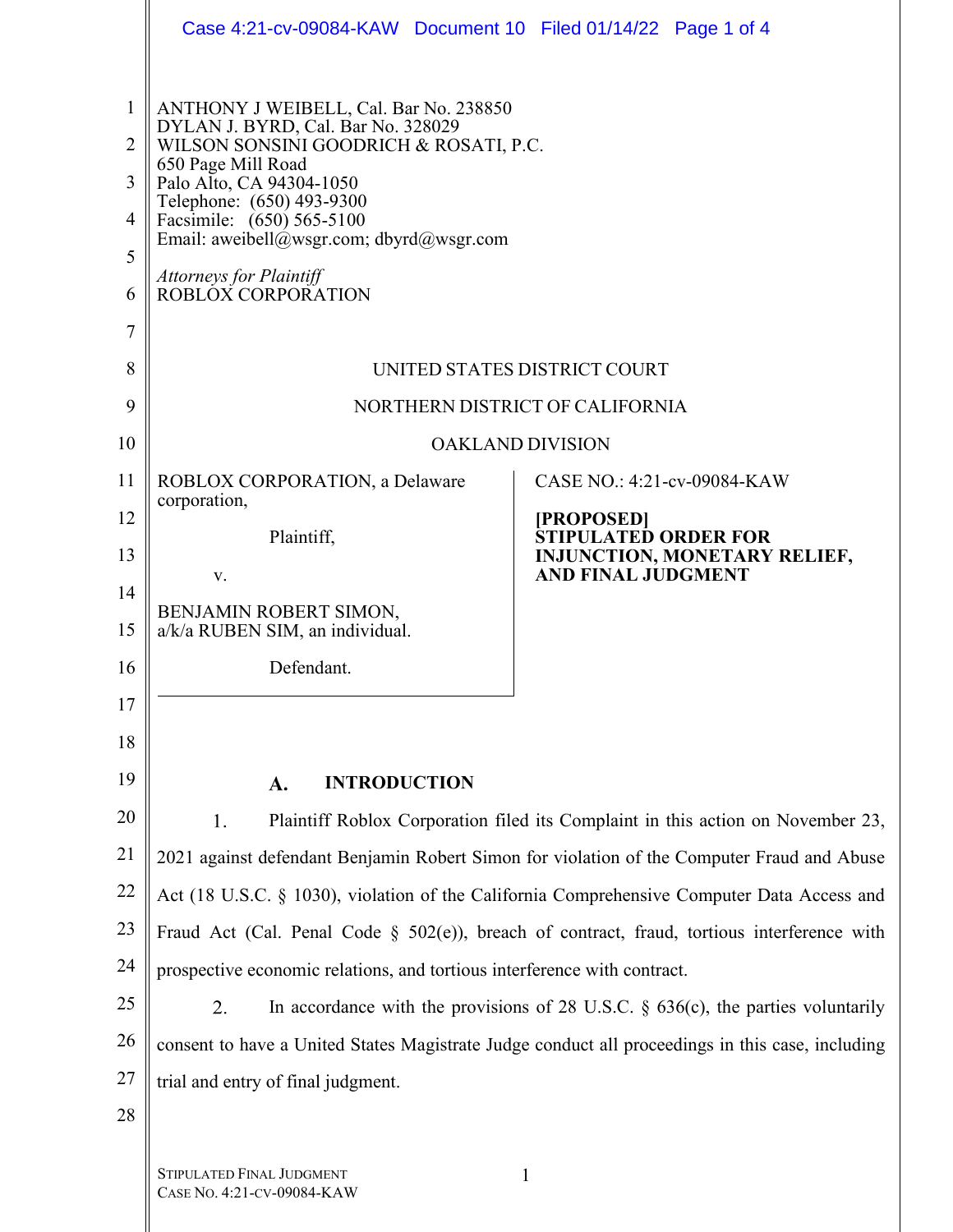ANTHONY J WEIBELL, Cal. Bar No. 238850
DYLAN J. BYRD, Cal. Bar No. 328029
WILSON SONSINI GOODRICH & ROSATI, P.C.
650 Page Mill Road
Palo Alto, CA 94304-1050
Telephone: (650) 493-9300
Facsimile: (650) 565-5100
Email: aweibell@wsgr.com; dbyrd@wsgr.com

*Attorneys for Plaintiff*
ROBLOX CORPORATION

UNITED STATES DISTRICT COURT

NORTHERN DISTRICT OF CALIFORNIA

OAKLAND DIVISION

ROBLOX CORPORATION, a Delaware corporation,

Plaintiff,

v.

BENJAMIN ROBERT SIMON, a/k/a RUBEN SIM, an individual.

Defendant.

CASE NO.: 4:21-cv-09084-KAW

**[PROPOSED] STIPULATED ORDER FOR INJUNCTION, MONETARY RELIEF, AND FINAL JUDGMENT**

## A. INTRODUCTION

1. Plaintiff Roblox Corporation filed its Complaint in this action on November 23, 2021 against defendant Benjamin Robert Simon for violation of the Computer Fraud and Abuse Act (18 U.S.C. § 1030), violation of the California Comprehensive Computer Data Access and Fraud Act (Cal. Penal Code § 502(e)), breach of contract, fraud, tortious interference with prospective economic relations, and tortious interference with contract.

2. In accordance with the provisions of 28 U.S.C. § 636(c), the parties voluntarily consent to have a United States Magistrate Judge conduct all proceedings in this case, including trial and entry of final judgment.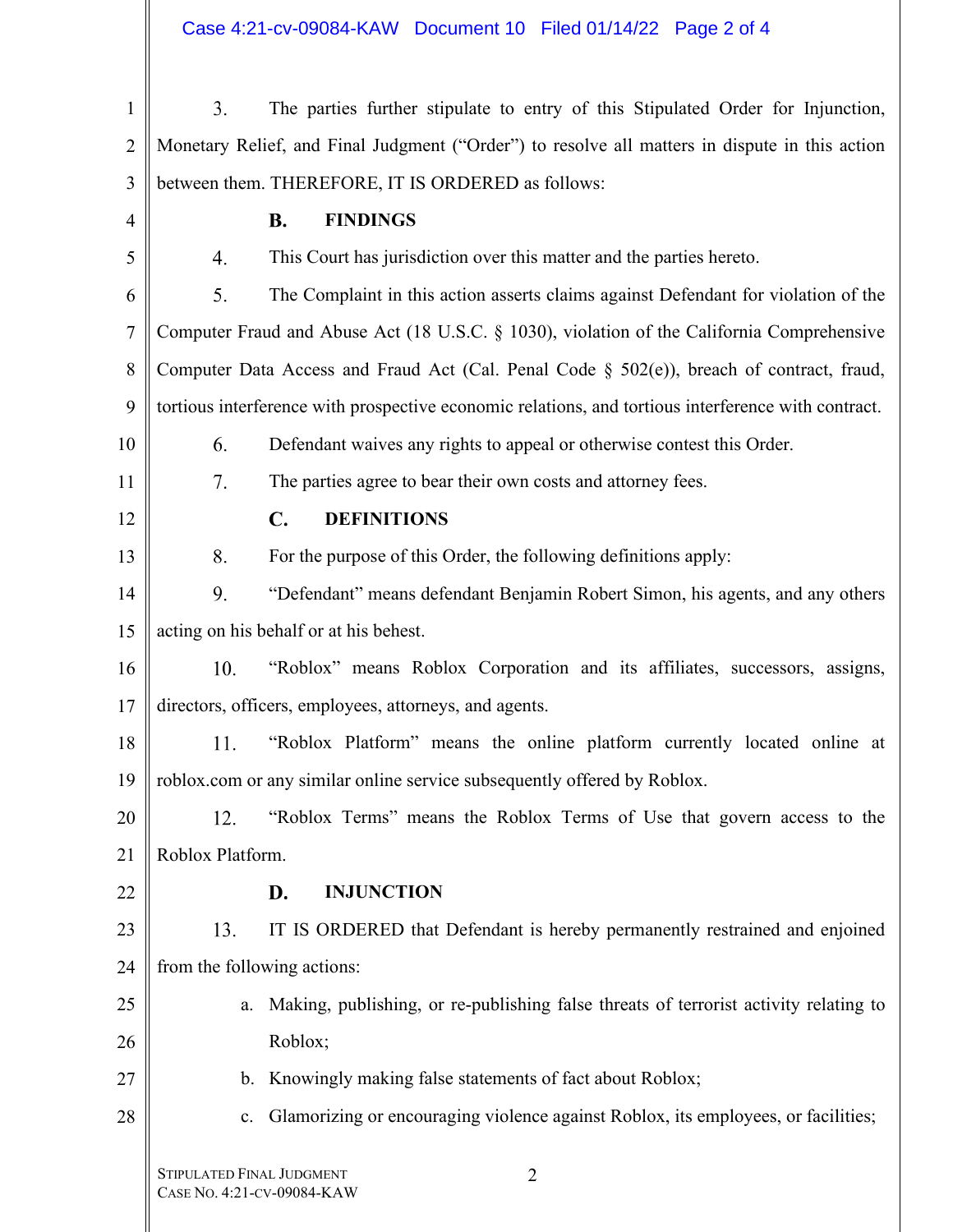3. The parties further stipulate to entry of this Stipulated Order for Injunction, Monetary Relief, and Final Judgment ("Order") to resolve all matters in dispute in this action between them. THEREFORE, IT IS ORDERED as follows:

### B. FINDINGS

4. This Court has jurisdiction over this matter and the parties hereto.

5. The Complaint in this action asserts claims against Defendant for violation of the Computer Fraud and Abuse Act (18 U.S.C. § 1030), violation of the California Comprehensive Computer Data Access and Fraud Act (Cal. Penal Code § 502(e)), breach of contract, fraud, tortious interference with prospective economic relations, and tortious interference with contract.

6. Defendant waives any rights to appeal or otherwise contest this Order.

7. The parties agree to bear their own costs and attorney fees.

### C. DEFINITIONS

8. For the purpose of this Order, the following definitions apply:

9. "Defendant" means defendant Benjamin Robert Simon, his agents, and any others acting on his behalf or at his behest.

10. "Roblox" means Roblox Corporation and its affiliates, successors, assigns, directors, officers, employees, attorneys, and agents.

11. "Roblox Platform" means the online platform currently located online at roblox.com or any similar online service subsequently offered by Roblox.

12. "Roblox Terms" means the Roblox Terms of Use that govern access to the Roblox Platform.

### D. INJUNCTION

13. IT IS ORDERED that Defendant is hereby permanently restrained and enjoined from the following actions:

a. Making, publishing, or re-publishing false threats of terrorist activity relating to Roblox;

b. Knowingly making false statements of fact about Roblox;

c. Glamorizing or encouraging violence against Roblox, its employees, or facilities;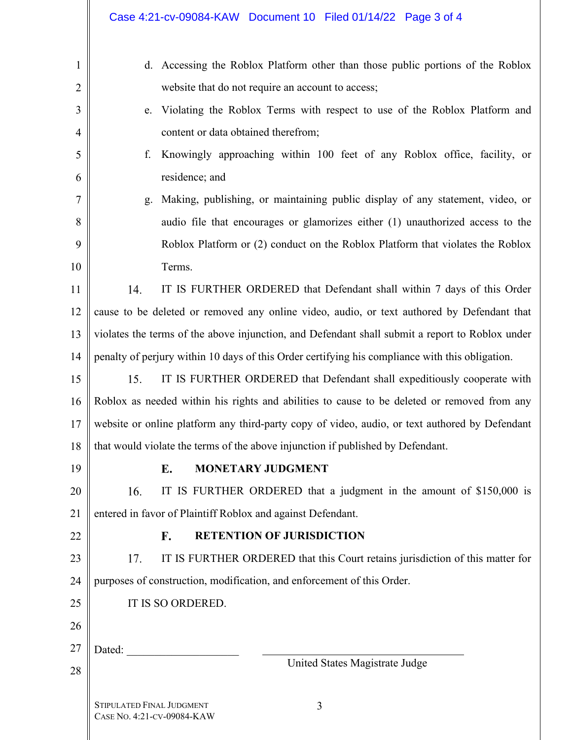d. Accessing the Roblox Platform other than those public portions of the Roblox website that do not require an account to access;

e. Violating the Roblox Terms with respect to use of the Roblox Platform and content or data obtained therefrom;

f. Knowingly approaching within 100 feet of any Roblox office, facility, or residence; and

g. Making, publishing, or maintaining public display of any statement, video, or audio file that encourages or glamorizes either (1) unauthorized access to the Roblox Platform or (2) conduct on the Roblox Platform that violates the Roblox Terms.

14. IT IS FURTHER ORDERED that Defendant shall within 7 days of this Order cause to be deleted or removed any online video, audio, or text authored by Defendant that violates the terms of the above injunction, and Defendant shall submit a report to Roblox under penalty of perjury within 10 days of this Order certifying his compliance with this obligation.

15. IT IS FURTHER ORDERED that Defendant shall expeditiously cooperate with Roblox as needed within his rights and abilities to cause to be deleted or removed from any website or online platform any third-party copy of video, audio, or text authored by Defendant that would violate the terms of the above injunction if published by Defendant.

### E. MONETARY JUDGMENT

16. IT IS FURTHER ORDERED that a judgment in the amount of $150,000 is entered in favor of Plaintiff Roblox and against Defendant.

### F. RETENTION OF JURISDICTION

17. IT IS FURTHER ORDERED that this Court retains jurisdiction of this matter for purposes of construction, modification, and enforcement of this Order.

IT IS SO ORDERED.

Dated: ____________________ ____________________________________

United States Magistrate Judge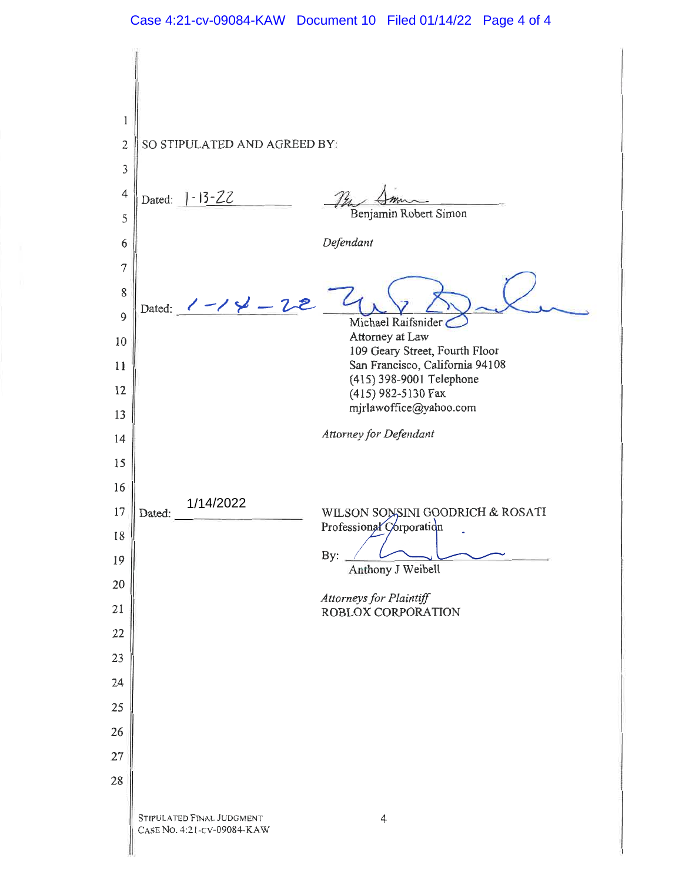SO STIPULATED AND AGREED BY:

Dated: 1-13-22

Benjamin Robert Simon

*Defendant*

Dated: 1-14-22

Michael Raifsnider
Attorney at Law
109 Geary Street, Fourth Floor
San Francisco, California 94108
(415) 398-9001 Telephone
(415) 982-5130 Fax
mjrlawoffice@yahoo.com

*Attorney for Defendant*

Dated: 1/14/2022

WILSON SONSINI GOODRICH & ROSATI
Professional Corporation

By: 
Anthony J Weibell

*Attorneys for Plaintiff*
ROBLOX CORPORATION

STIPULATED FINAL JUDGMENT
CASE NO. 4:21-cv-09084-KAW